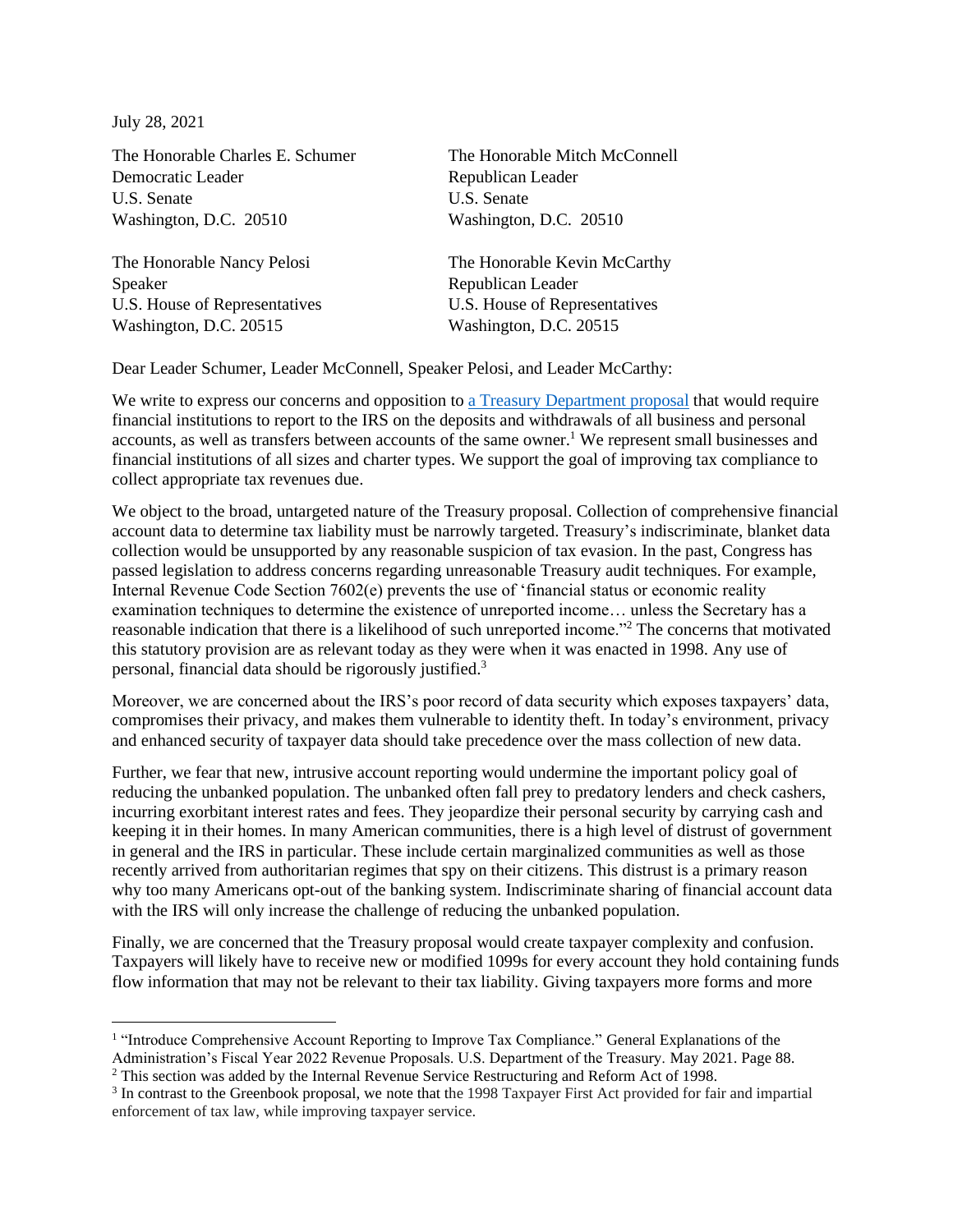July 28, 2021

The Honorable Charles E. Schumer
Democratic Leader
U.S. Senate
Washington, D.C. 20510

The Honorable Mitch McConnell
Republican Leader
U.S. Senate
Washington, D.C. 20510

The Honorable Nancy Pelosi
Speaker
U.S. House of Representatives
Washington, D.C. 20515

The Honorable Kevin McCarthy
Republican Leader
U.S. House of Representatives
Washington, D.C. 20515

Dear Leader Schumer, Leader McConnell, Speaker Pelosi, and Leader McCarthy:

We write to express our concerns and opposition to a Treasury Department proposal that would require financial institutions to report to the IRS on the deposits and withdrawals of all business and personal accounts, as well as transfers between accounts of the same owner.[1] We represent small businesses and financial institutions of all sizes and charter types. We support the goal of improving tax compliance to collect appropriate tax revenues due.

We object to the broad, untargeted nature of the Treasury proposal. Collection of comprehensive financial account data to determine tax liability must be narrowly targeted. Treasury's indiscriminate, blanket data collection would be unsupported by any reasonable suspicion of tax evasion. In the past, Congress has passed legislation to address concerns regarding unreasonable Treasury audit techniques. For example, Internal Revenue Code Section 7602(e) prevents the use of 'financial status or economic reality examination techniques to determine the existence of unreported income… unless the Secretary has a reasonable indication that there is a likelihood of such unreported income."[2] The concerns that motivated this statutory provision are as relevant today as they were when it was enacted in 1998. Any use of personal, financial data should be rigorously justified.[3]

Moreover, we are concerned about the IRS's poor record of data security which exposes taxpayers' data, compromises their privacy, and makes them vulnerable to identity theft. In today's environment, privacy and enhanced security of taxpayer data should take precedence over the mass collection of new data.

Further, we fear that new, intrusive account reporting would undermine the important policy goal of reducing the unbanked population. The unbanked often fall prey to predatory lenders and check cashers, incurring exorbitant interest rates and fees. They jeopardize their personal security by carrying cash and keeping it in their homes. In many American communities, there is a high level of distrust of government in general and the IRS in particular. These include certain marginalized communities as well as those recently arrived from authoritarian regimes that spy on their citizens. This distrust is a primary reason why too many Americans opt-out of the banking system. Indiscriminate sharing of financial account data with the IRS will only increase the challenge of reducing the unbanked population.

Finally, we are concerned that the Treasury proposal would create taxpayer complexity and confusion. Taxpayers will likely have to receive new or modified 1099s for every account they hold containing funds flow information that may not be relevant to their tax liability. Giving taxpayers more forms and more

---

[1] "Introduce Comprehensive Account Reporting to Improve Tax Compliance." General Explanations of the Administration's Fiscal Year 2022 Revenue Proposals. U.S. Department of the Treasury. May 2021. Page 88.

[2] This section was added by the Internal Revenue Service Restructuring and Reform Act of 1998.

[3] In contrast to the Greenbook proposal, we note that the 1998 Taxpayer First Act provided for fair and impartial enforcement of tax law, while improving taxpayer service.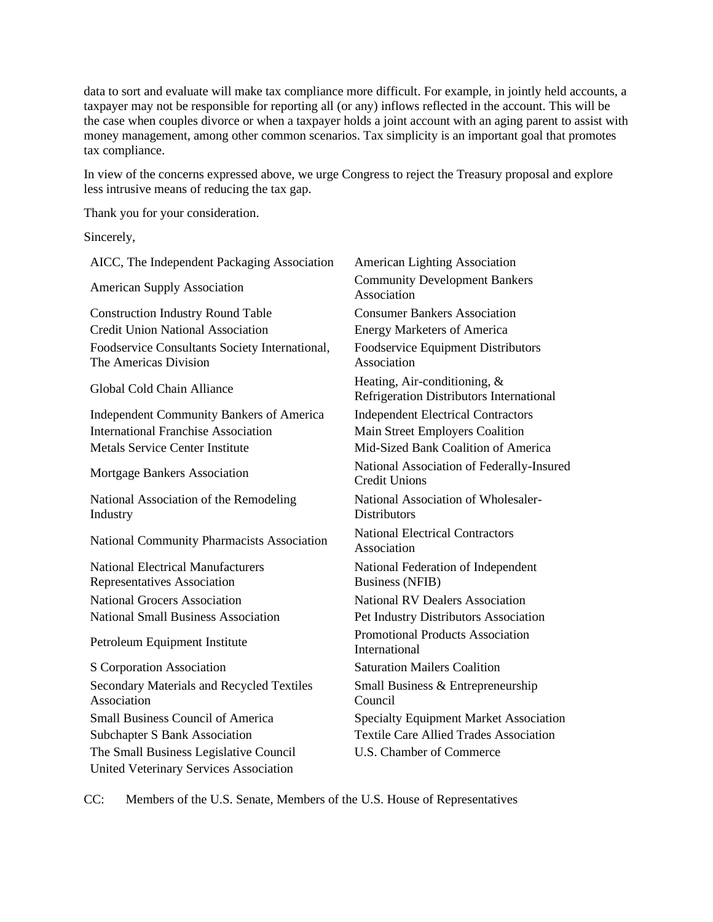data to sort and evaluate will make tax compliance more difficult. For example, in jointly held accounts, a taxpayer may not be responsible for reporting all (or any) inflows reflected in the account. This will be the case when couples divorce or when a taxpayer holds a joint account with an aging parent to assist with money management, among other common scenarios. Tax simplicity is an important goal that promotes tax compliance.

In view of the concerns expressed above, we urge Congress to reject the Treasury proposal and explore less intrusive means of reducing the tax gap.

Thank you for your consideration.

Sincerely,

AICC, The Independent Packaging Association
American Lighting Association
American Supply Association
Community Development Bankers Association
Construction Industry Round Table
Consumer Bankers Association
Credit Union National Association
Energy Marketers of America
Foodservice Consultants Society International, The Americas Division
Foodservice Equipment Distributors Association
Global Cold Chain Alliance
Heating, Air-conditioning, & Refrigeration Distributors International
Independent Community Bankers of America
Independent Electrical Contractors
International Franchise Association
Main Street Employers Coalition
Metals Service Center Institute
Mid-Sized Bank Coalition of America
Mortgage Bankers Association
National Association of Federally-Insured Credit Unions
National Association of the Remodeling Industry
National Association of Wholesaler-Distributors
National Community Pharmacists Association
National Electrical Contractors Association
National Electrical Manufacturers Representatives Association
National Federation of Independent Business (NFIB)
National Grocers Association
National RV Dealers Association
National Small Business Association
Pet Industry Distributors Association
Petroleum Equipment Institute
Promotional Products Association International
S Corporation Association
Saturation Mailers Coalition
Secondary Materials and Recycled Textiles Association
Small Business & Entrepreneurship Council
Small Business Council of America
Specialty Equipment Market Association
Subchapter S Bank Association
Textile Care Allied Trades Association
The Small Business Legislative Council
U.S. Chamber of Commerce
United Veterinary Services Association

CC: Members of the U.S. Senate, Members of the U.S. House of Representatives